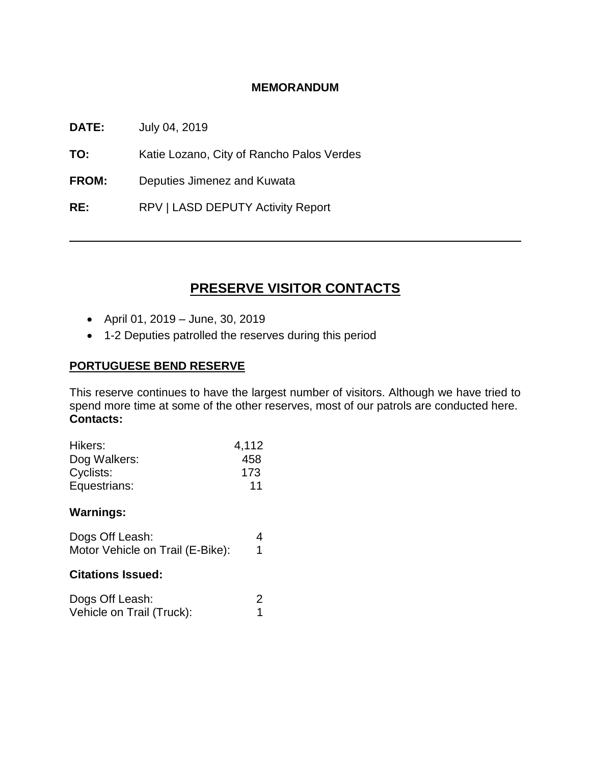**MEMORANDUM**

**DATE:** July 04, 2019

**TO:** Katie Lozano, City of Rancho Palos Verdes

**FROM:** Deputies Jimenez and Kuwata

**RE:** RPV | LASD DEPUTY Activity Report

---

# PRESERVE VISITOR CONTACTS

- April 01, 2019 – June, 30, 2019
- 1-2 Deputies patrolled the reserves during this period

## PORTUGUESE BEND RESERVE

This reserve continues to have the largest number of visitors. Although we have tried to spend more time at some of the other reserves, most of our patrols are conducted here.
**Contacts:**

| | |
|---|---|
| Hikers: | 4,112 |
| Dog Walkers: | 458 |
| Cyclists: | 173 |
| Equestrians: | 11 |

**Warnings:**

| | |
|---|---|
| Dogs Off Leash: | 4 |
| Motor Vehicle on Trail (E-Bike): | 1 |

**Citations Issued:**

| | |
|---|---|
| Dogs Off Leash: | 2 |
| Vehicle on Trail (Truck): | 1 |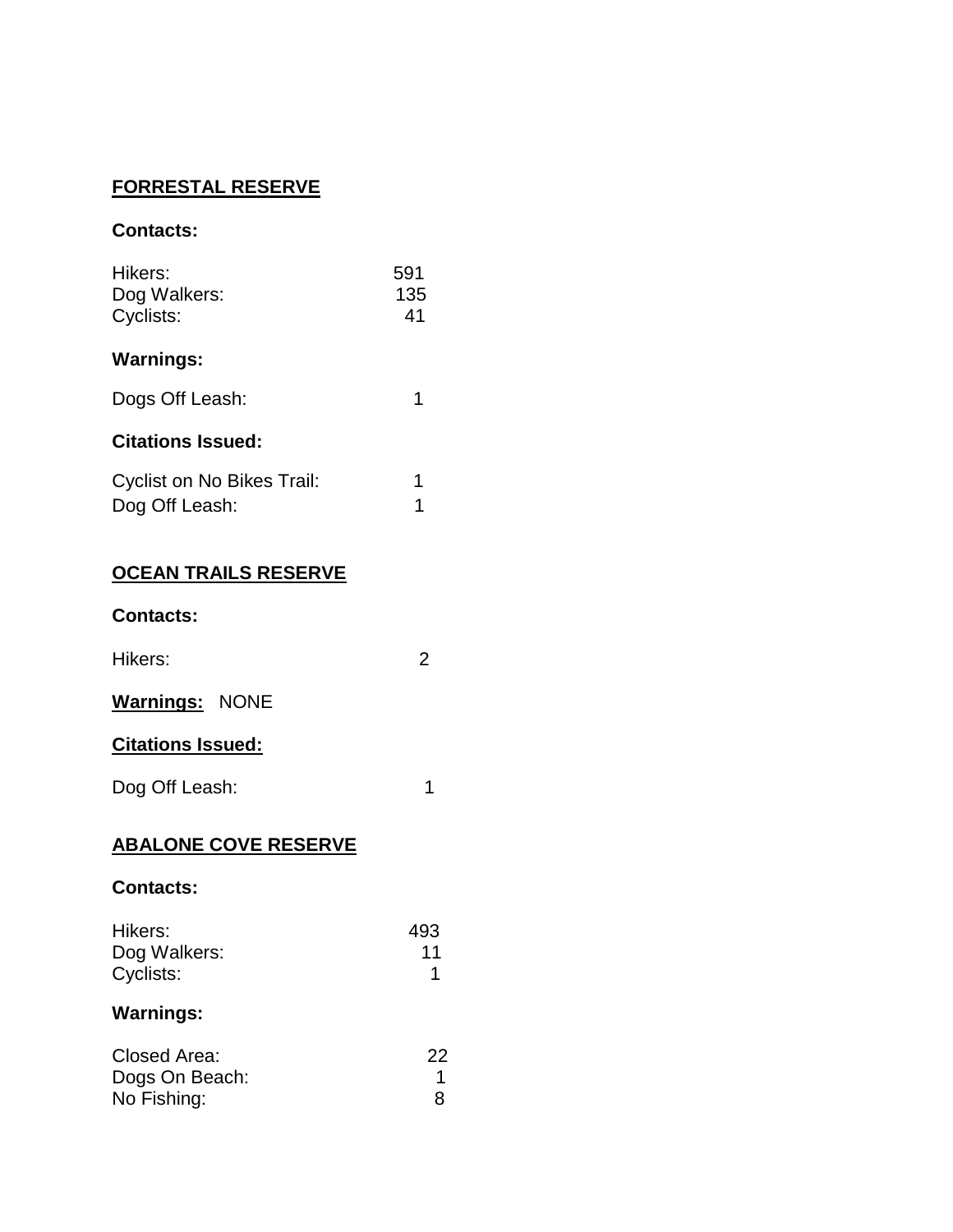## FORRESTAL RESERVE

**Contacts:**

| | |
|---|---|
| Hikers: | 591 |
| Dog Walkers: | 135 |
| Cyclists: | 41 |

**Warnings:**

| | |
|---|---|
| Dogs Off Leash: | 1 |

**Citations Issued:**

| | |
|---|---|
| Cyclist on No Bikes Trail: | 1 |
| Dog Off Leash: | 1 |

## OCEAN TRAILS RESERVE

**Contacts:**

| | |
|---|---|
| Hikers: | 2 |

**Warnings:** NONE

**Citations Issued:**

| | |
|---|---|
| Dog Off Leash: | 1 |

## ABALONE COVE RESERVE

**Contacts:**

| | |
|---|---|
| Hikers: | 493 |
| Dog Walkers: | 11 |
| Cyclists: | 1 |

**Warnings:**

| | |
|---|---|
| Closed Area: | 22 |
| Dogs On Beach: | 1 |
| No Fishing: | 8 |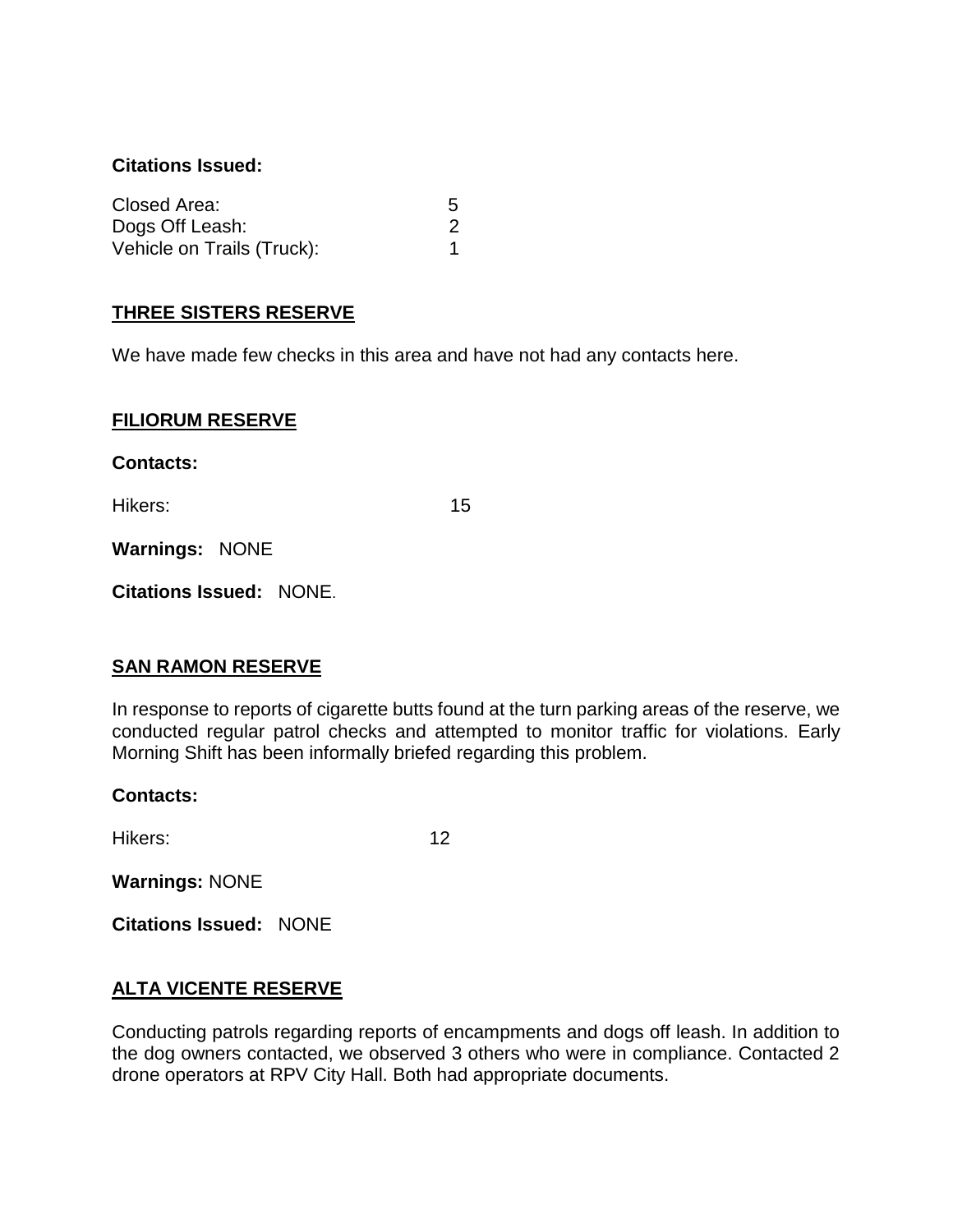**Citations Issued:**

| | |
|---|---|
| Closed Area: | 5 |
| Dogs Off Leash: | 2 |
| Vehicle on Trails (Truck): | 1 |

## THREE SISTERS RESERVE

We have made few checks in this area and have not had any contacts here.

## FILIORUM RESERVE

**Contacts:**

Hikers: 15

**Warnings:** NONE

**Citations Issued:** NONE.

## SAN RAMON RESERVE

In response to reports of cigarette butts found at the turn parking areas of the reserve, we conducted regular patrol checks and attempted to monitor traffic for violations. Early Morning Shift has been informally briefed regarding this problem.

**Contacts:**

Hikers: 12

**Warnings:** NONE

**Citations Issued:** NONE

## ALTA VICENTE RESERVE

Conducting patrols regarding reports of encampments and dogs off leash. In addition to the dog owners contacted, we observed 3 others who were in compliance. Contacted 2 drone operators at RPV City Hall. Both had appropriate documents.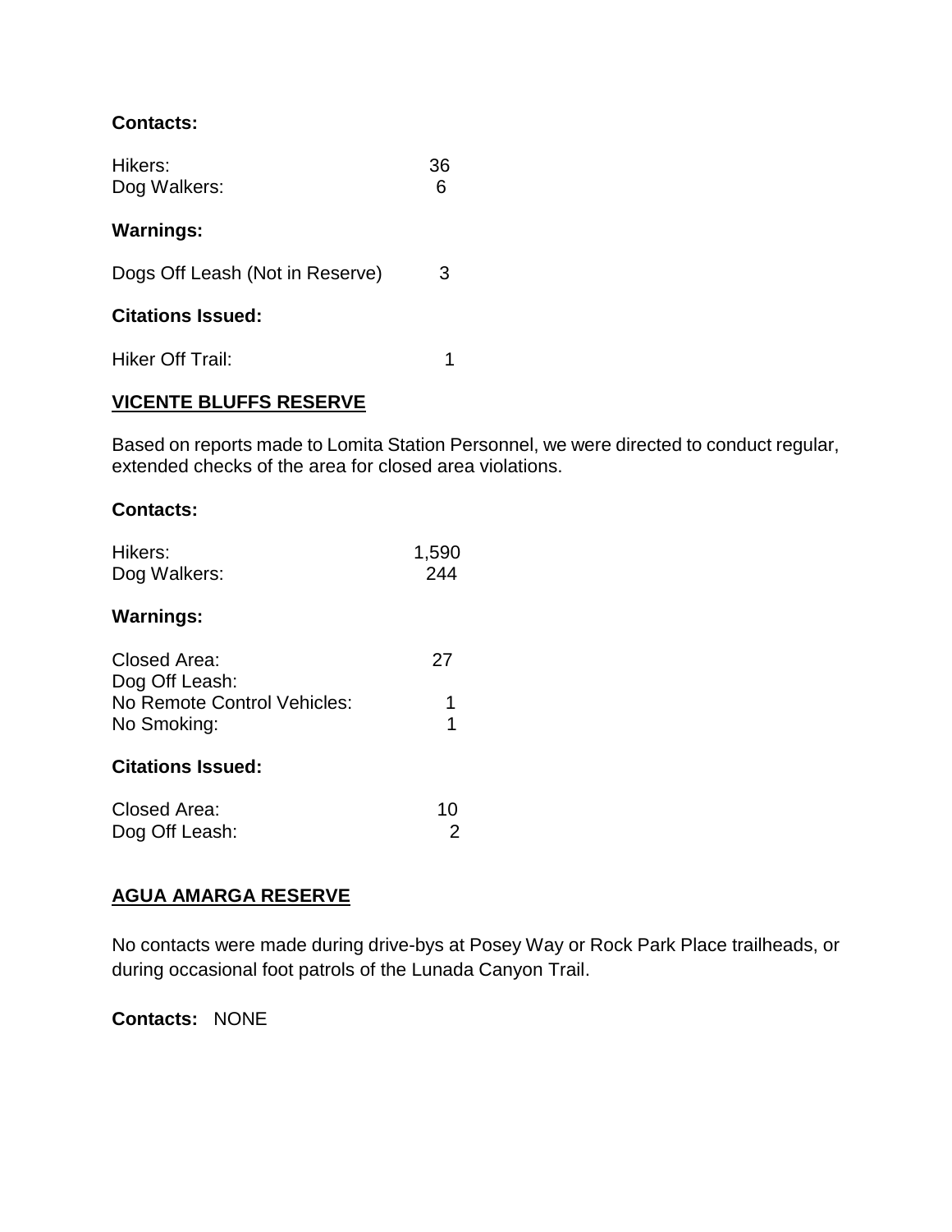**Contacts:**

| | |
|---|---|
| Hikers: | 36 |
| Dog Walkers: | 6 |

**Warnings:**

| | |
|---|---|
| Dogs Off Leash (Not in Reserve) | 3 |

**Citations Issued:**

| | |
|---|---|
| Hiker Off Trail: | 1 |

## VICENTE BLUFFS RESERVE

Based on reports made to Lomita Station Personnel, we were directed to conduct regular, extended checks of the area for closed area violations.

**Contacts:**

| | |
|---|---|
| Hikers: | 1,590 |
| Dog Walkers: | 244 |

**Warnings:**

| | |
|---|---|
| Closed Area: | 27 |
| Dog Off Leash: | |
| No Remote Control Vehicles: | 1 |
| No Smoking: | 1 |

**Citations Issued:**

| | |
|---|---|
| Closed Area: | 10 |
| Dog Off Leash: | 2 |

## AGUA AMARGA RESERVE

No contacts were made during drive-bys at Posey Way or Rock Park Place trailheads, or during occasional foot patrols of the Lunada Canyon Trail.

**Contacts:** NONE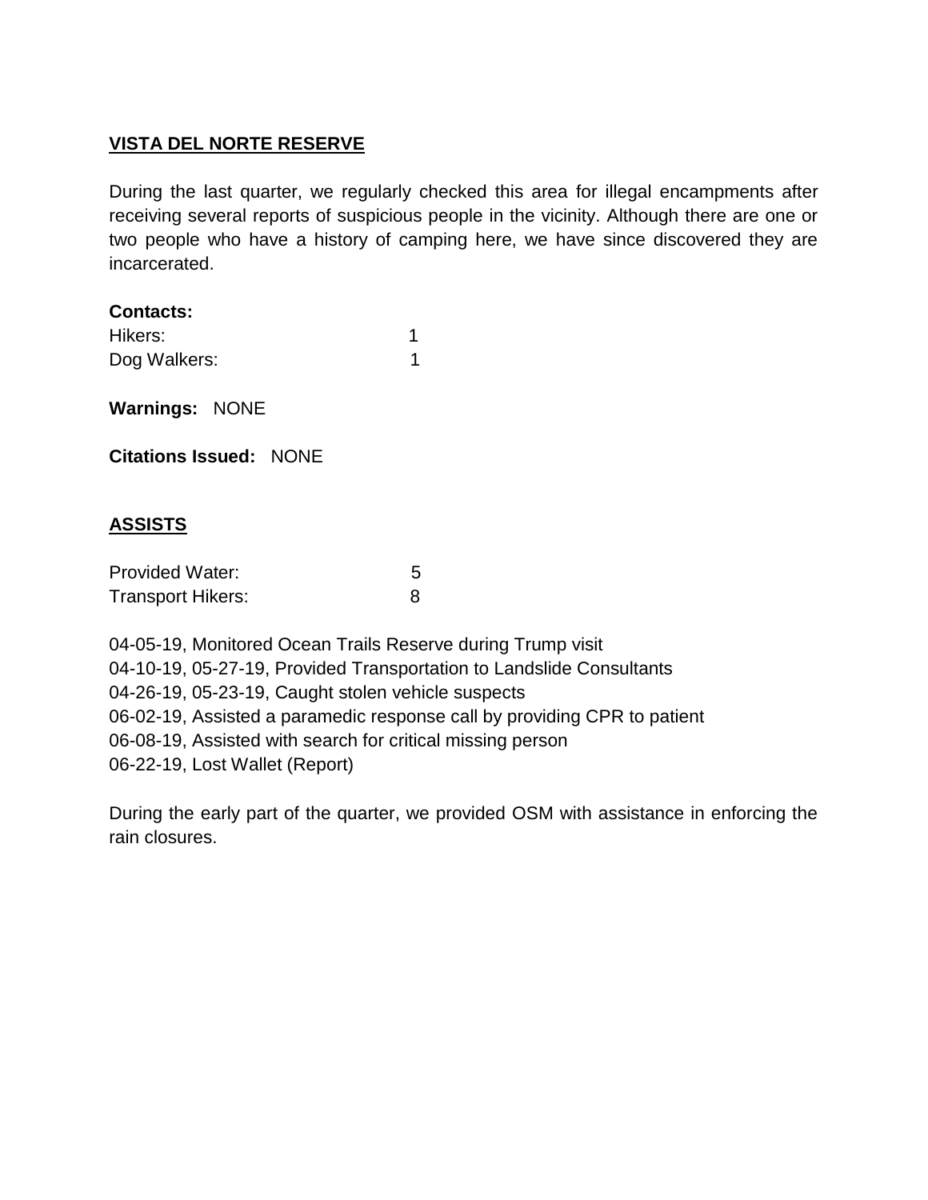## VISTA DEL NORTE RESERVE

During the last quarter, we regularly checked this area for illegal encampments after receiving several reports of suspicious people in the vicinity. Although there are one or two people who have a history of camping here, we have since discovered they are incarcerated.

**Contacts:**

| | |
|---|---|
| Hikers: | 1 |
| Dog Walkers: | 1 |

**Warnings:** NONE

**Citations Issued:** NONE

## ASSISTS

| | |
|---|---|
| Provided Water: | 5 |
| Transport Hikers: | 8 |

04-05-19, Monitored Ocean Trails Reserve during Trump visit
04-10-19, 05-27-19, Provided Transportation to Landslide Consultants
04-26-19, 05-23-19, Caught stolen vehicle suspects
06-02-19, Assisted a paramedic response call by providing CPR to patient
06-08-19, Assisted with search for critical missing person
06-22-19, Lost Wallet (Report)

During the early part of the quarter, we provided OSM with assistance in enforcing the rain closures.